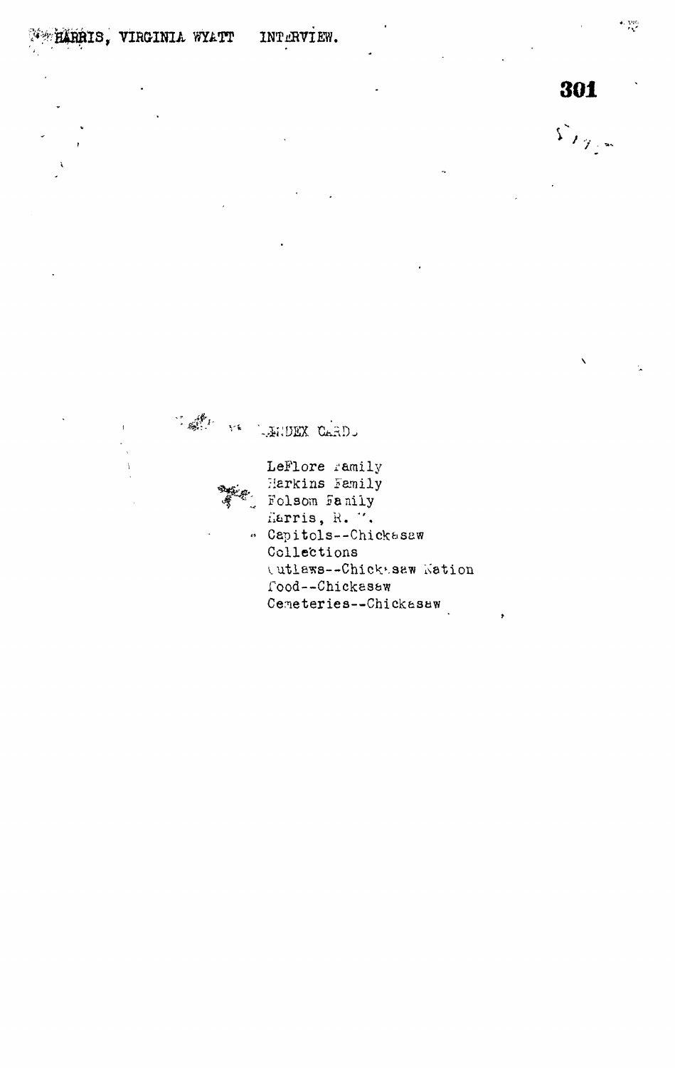HARRIS, VIRGINIA WYATT INTERVIEW.

INDEX CARDS

LeFlore Family
Harkins Family
Folsom Family
Harris, R. W.
Capitols--Chickasaw
Collections
Outlaws--Chickasaw Nation
Food--Chickasaw
Cemeteries--Chickasaw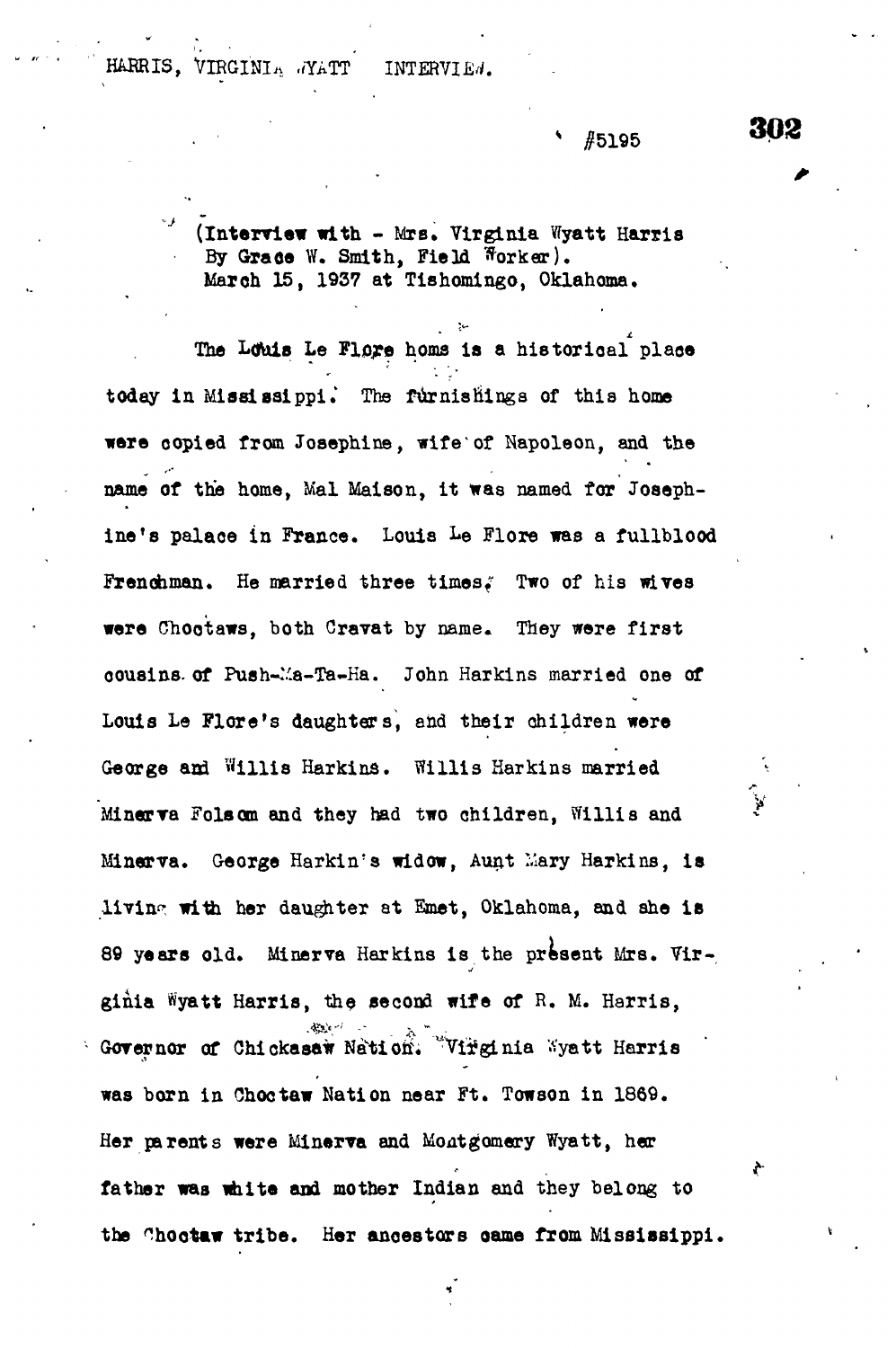#5195

(Interview with - Mrs. Virginia Wyatt Harris
By Grace W. Smith, Field Worker).
March 15, 1937 at Tishomingo, Oklahoma.

The Louis Le Flore home is a historical place today in Mississippi. The furnishings of this home were copied from Josephine, wife of Napoleon, and the name of the home, Mal Maison, it was named for Josephine's palace in France. Louis Le Flore was a fullblood Frenchman. He married three times. Two of his wives were Choctaws, both Cravat by name. They were first cousins of Push-Ma-Ta-Ha. John Harkins married one of Louis Le Flore's daughters, and their children were George and Willis Harkins. Willis Harkins married Minerva Folsom and they had two children, Willis and Minerva. George Harkin's widow, Aunt Mary Harkins, is living with her daughter at Emet, Oklahoma, and she is 89 years old. Minerva Harkins is the present Mrs. Virginia Wyatt Harris, the second wife of R. M. Harris, Governor of Chickasaw Nation. Virginia Wyatt Harris was born in Choctaw Nation near Ft. Towson in 1869. Her parents were Minerva and Montgomery Wyatt, her father was white and mother Indian and they belong to the Choctaw tribe. Her ancestors came from Mississippi.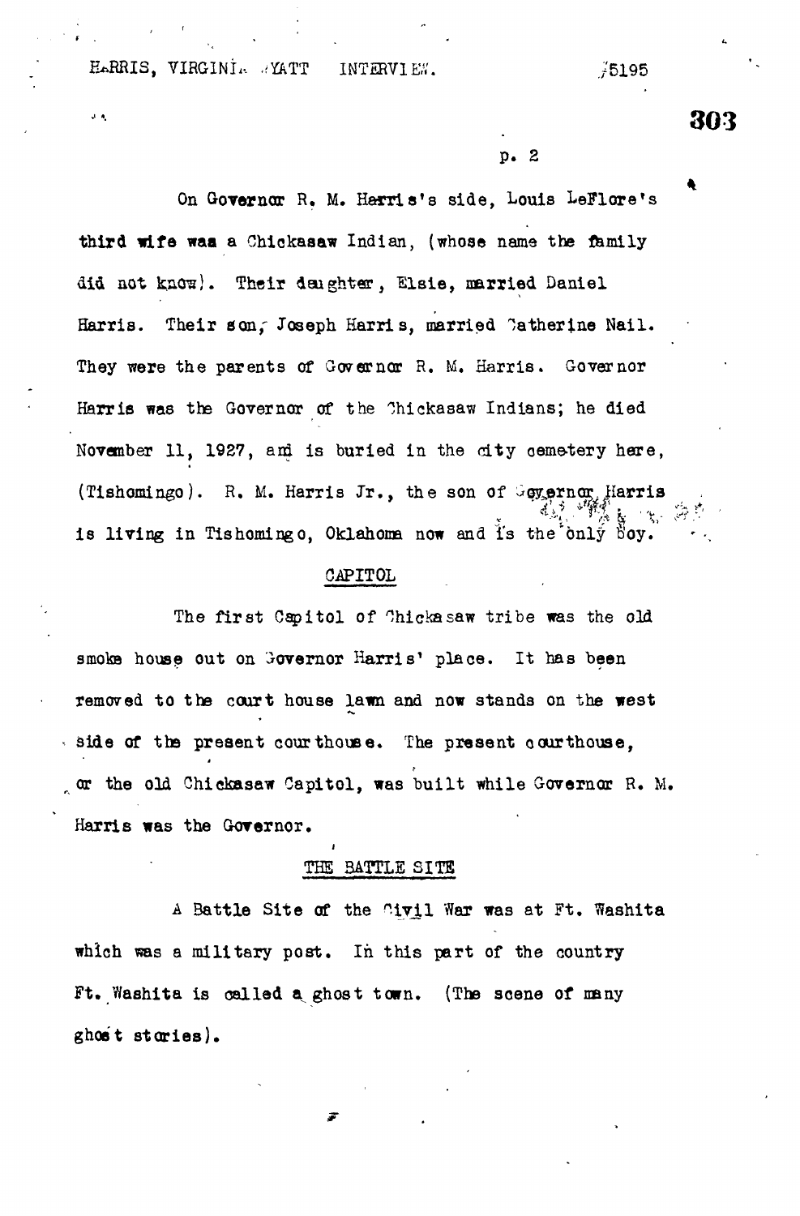On Governor R. M. Harris's side, Louis LeFlore's third wife was a Chickasaw Indian, (whose name the family did not know). Their daughter, Elsie, married Daniel Harris. Their son, Joseph Harris, married Catherine Nail. They were the parents of Governor R. M. Harris. Governor Harris was the Governor of the Chickasaw Indians; he died November 11, 1927, and is buried in the city cemetery here, (Tishomingo). R. M. Harris Jr., the son of Governor Harris is living in Tishomingo, Oklahoma now and is the only boy.

## CAPITOL

The first Capitol of Chickasaw tribe was the old smoke house out on Governor Harris' place. It has been removed to the court house lawn and now stands on the west side of the present courthouse. The present courthouse, or the old Chickasaw Capitol, was built while Governor R. M. Harris was the Governor.

## THE BATTLE SITE

A Battle Site of the Civil War was at Ft. Washita which was a military post. In this part of the country Ft. Washita is called a ghost town. (The scene of many ghost stories).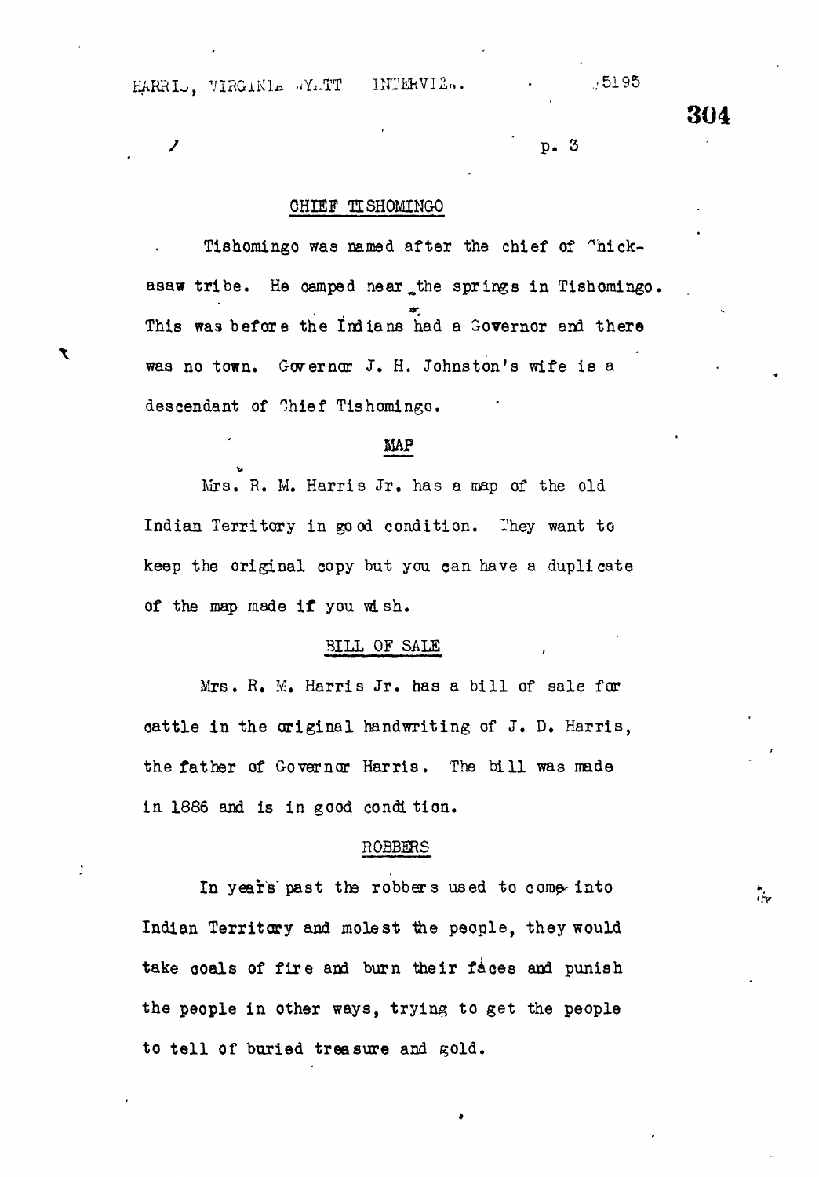## CHIEF TISHOMINGO

Tishomingo was named after the chief of Chickasaw tribe. He camped near the springs in Tishomingo. This was before the Indians had a Governor and there was no town. Governor J. H. Johnston's wife is a descendant of Chief Tishomingo.

## MAP

Mrs. R. M. Harris Jr. has a map of the old Indian Territory in good condition. They want to keep the original copy but you can have a duplicate of the map made if you wish.

## BILL OF SALE

Mrs. R. M. Harris Jr. has a bill of sale for cattle in the original handwriting of J. D. Harris, the father of Governor Harris. The bill was made in 1886 and is in good condition.

## ROBBERS

In years past the robbers used to come into Indian Territory and molest the people, they would take coals of fire and burn their faces and punish the people in other ways, trying to get the people to tell of buried treasure and gold.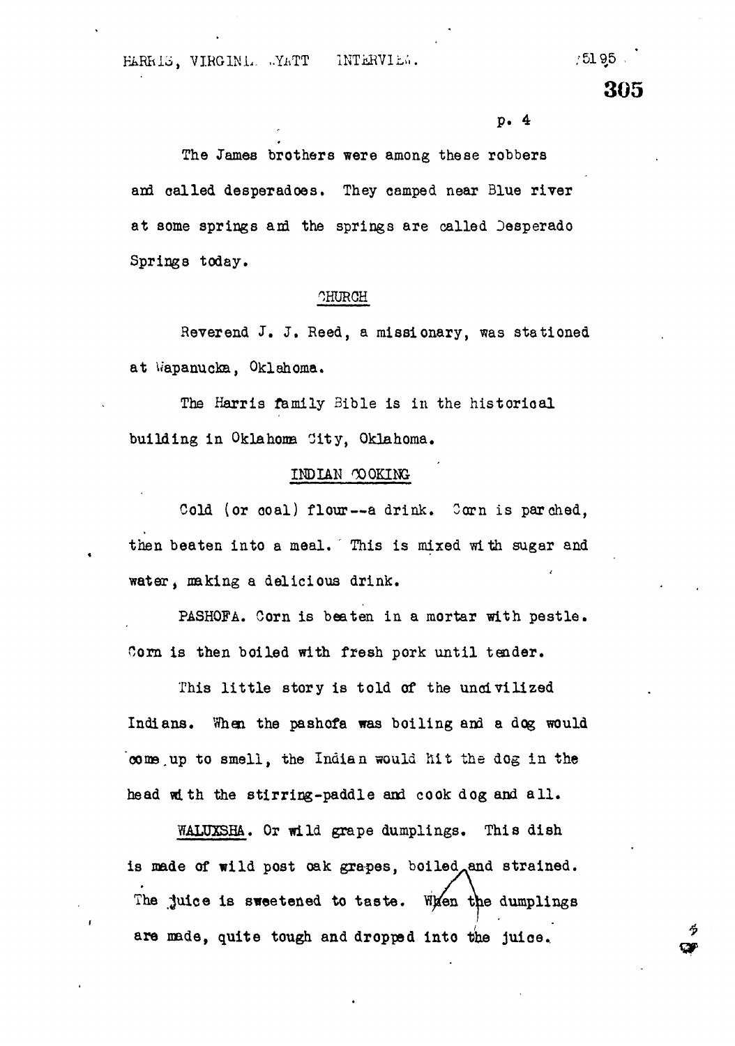The James brothers were among these robbers and called desperadoes. They camped near Blue river at some springs and the springs are called Desperado Springs today.

## CHURCH

Reverend J. J. Reed, a missionary, was stationed at Wapanucka, Oklahoma.

The Harris family Bible is in the historical building in Oklahoma City, Oklahoma.

## INDIAN COOKING

Cold (or coal) flour--a drink. Corn is parched, then beaten into a meal. This is mixed with sugar and water, making a delicious drink.

PASHOFA. Corn is beaten in a mortar with pestle. Corn is then boiled with fresh pork until tender.

This little story is told of the uncivilized Indians. When the pashofa was boiling and a dog would come up to smell, the Indian would hit the dog in the head with the stirring-paddle and cook dog and all.

WALUXSHA. Or wild grape dumplings. This dish is made of wild post oak grapes, boiled and strained. The juice is sweetened to taste. When the dumplings are made, quite tough and dropped into the juice.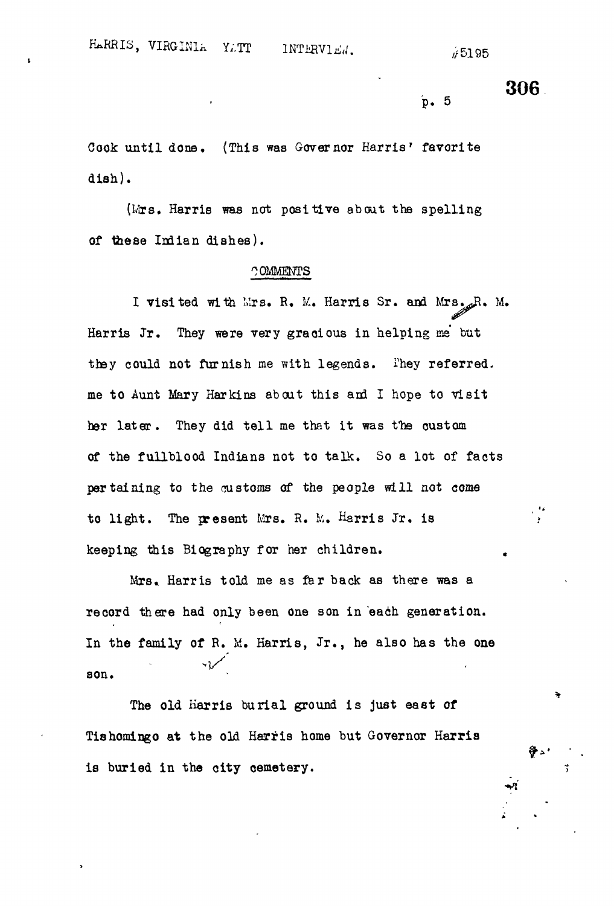Cook until done. (This was Governor Harris' favorite dish).

(Mrs. Harris was not positive about the spelling of these Indian dishes).

## COMMENTS

I visited with Mrs. R. M. Harris Sr. and Mrs. R. M. Harris Jr. They were very gracious in helping me but they could not furnish me with legends. They referred me to Aunt Mary Harkins about this and I hope to visit her later. They did tell me that it was the custom of the fullblood Indians not to talk. So a lot of facts pertaining to the customs of the people will not come to light. The present Mrs. R. M. Harris Jr. is keeping this Biography for her children.

Mrs. Harris told me as far back as there was a record there had only been one son in each generation. In the family of R. M. Harris, Jr., he also has the one son.

The old Harris burial ground is just east of Tishomingo at the old Harris home but Governor Harris is buried in the city cemetery.